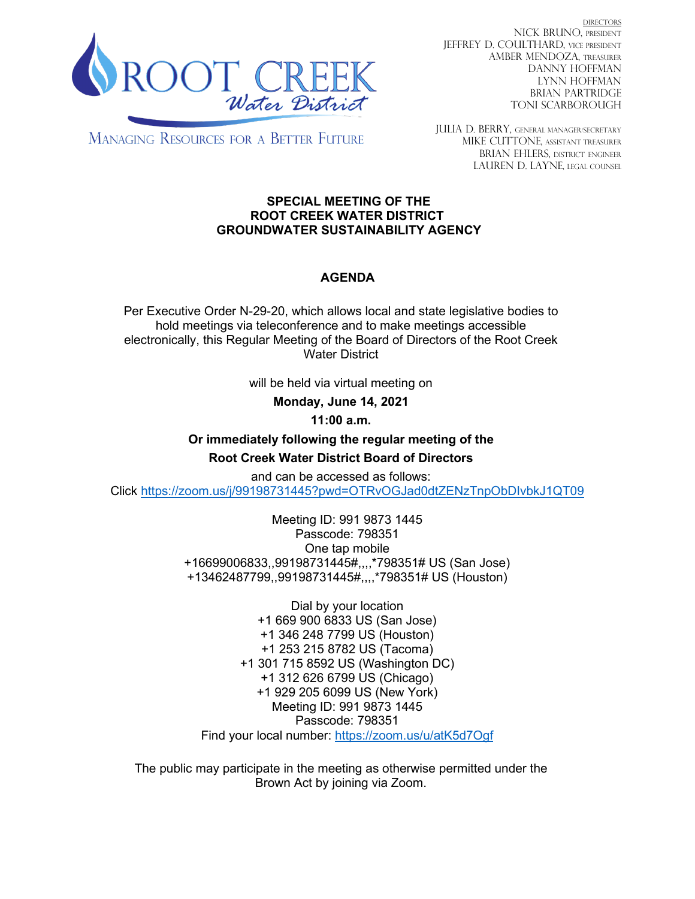ROOT CREEK
*Water District*

MANAGING RESOURCES FOR A BETTER FUTURE

DIRECTORS
NICK BRUNO, PRESIDENT
JEFFREY D. COULTHARD, VICE PRESIDENT
AMBER MENDOZA, TREASURER
DANNY HOFFMAN
LYNN HOFFMAN
BRIAN PARTRIDGE
TONI SCARBOROUGH

JULIA D. BERRY, GENERAL MANAGER/SECRETARY
MIKE CUTTONE, ASSISTANT TREASURER
BRIAN EHLERS, DISTRICT ENGINEER
LAUREN D. LAYNE, LEGAL COUNSEL

**SPECIAL MEETING OF THE**
**ROOT CREEK WATER DISTRICT**
**GROUNDWATER SUSTAINABILITY AGENCY**

**AGENDA**

Per Executive Order N-29-20, which allows local and state legislative bodies to hold meetings via teleconference and to make meetings accessible electronically, this Regular Meeting of the Board of Directors of the Root Creek Water District

will be held via virtual meeting on

**Monday, June 14, 2021**

**11:00 a.m.**

**Or immediately following the regular meeting of the**
**Root Creek Water District Board of Directors**

and can be accessed as follows:
Click https://zoom.us/j/99198731445?pwd=OTRvOGJad0dtZENzTnpObDIvbkJ1QT09

Meeting ID: 991 9873 1445
Passcode: 798351
One tap mobile
+16699006833,,99198731445#,,,,*798351# US (San Jose)
+13462487799,,99198731445#,,,,*798351# US (Houston)

Dial by your location
+1 669 900 6833 US (San Jose)
+1 346 248 7799 US (Houston)
+1 253 215 8782 US (Tacoma)
+1 301 715 8592 US (Washington DC)
+1 312 626 6799 US (Chicago)
+1 929 205 6099 US (New York)
Meeting ID: 991 9873 1445
Passcode: 798351
Find your local number: https://zoom.us/u/atK5d7Ogf

The public may participate in the meeting as otherwise permitted under the Brown Act by joining via Zoom.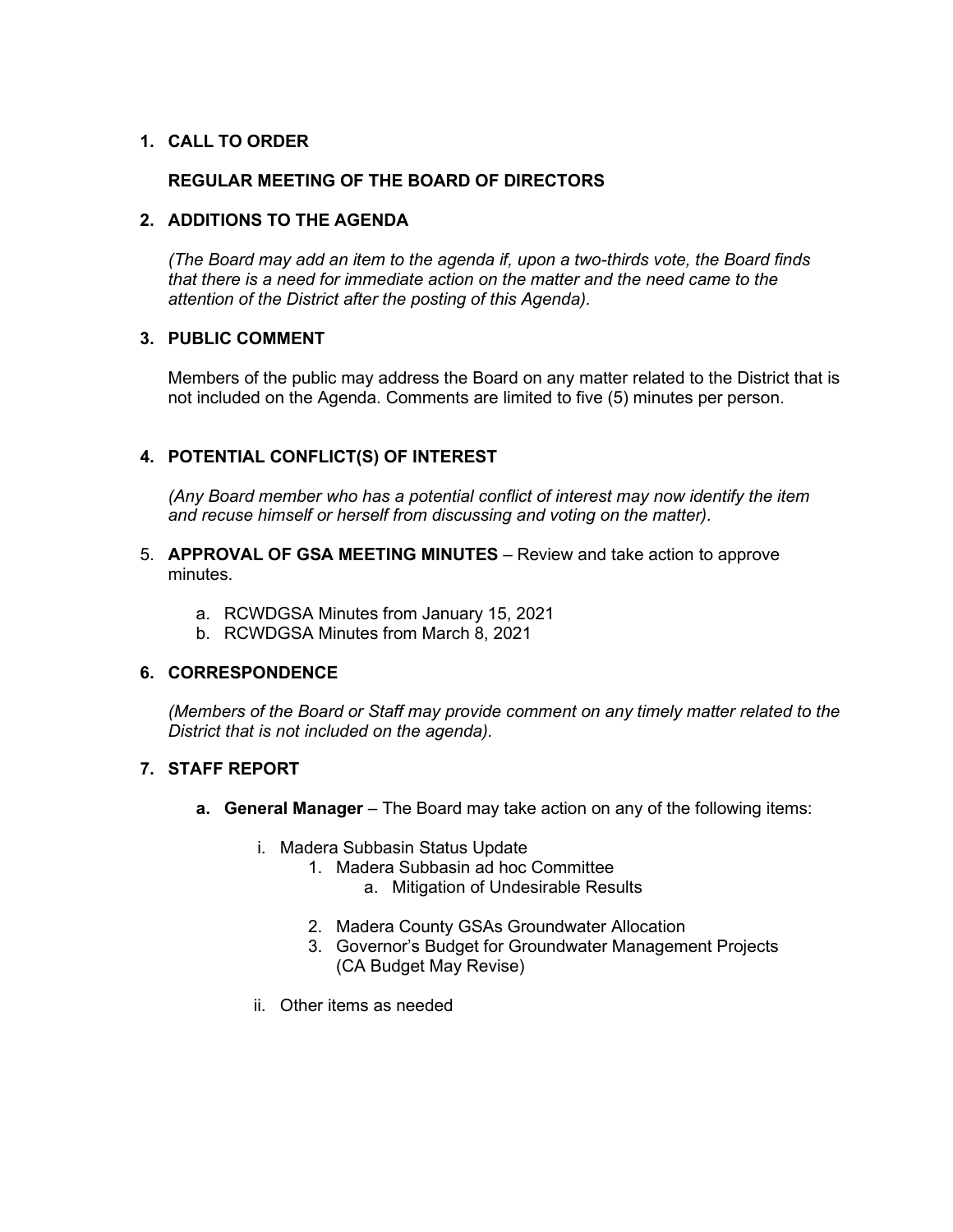1. **CALL TO ORDER**

   **REGULAR MEETING OF THE BOARD OF DIRECTORS**

2. **ADDITIONS TO THE AGENDA**

   *(The Board may add an item to the agenda if, upon a two-thirds vote, the Board finds that there is a need for immediate action on the matter and the need came to the attention of the District after the posting of this Agenda).*

3. **PUBLIC COMMENT**

   Members of the public may address the Board on any matter related to the District that is not included on the Agenda. Comments are limited to five (5) minutes per person.

4. **POTENTIAL CONFLICT(S) OF INTEREST**

   *(Any Board member who has a potential conflict of interest may now identify the item and recuse himself or herself from discussing and voting on the matter).*

5. **APPROVAL OF GSA MEETING MINUTES** – Review and take action to approve minutes.

   a. RCWDGSA Minutes from January 15, 2021
   b. RCWDGSA Minutes from March 8, 2021

6. **CORRESPONDENCE**

   *(Members of the Board or Staff may provide comment on any timely matter related to the District that is not included on the agenda).*

7. **STAFF REPORT**

   **a. General Manager** – The Board may take action on any of the following items:

      i. Madera Subbasin Status Update
         1. Madera Subbasin ad hoc Committee
            a. Mitigation of Undesirable Results
         2. Madera County GSAs Groundwater Allocation
         3. Governor's Budget for Groundwater Management Projects (CA Budget May Revise)

      ii. Other items as needed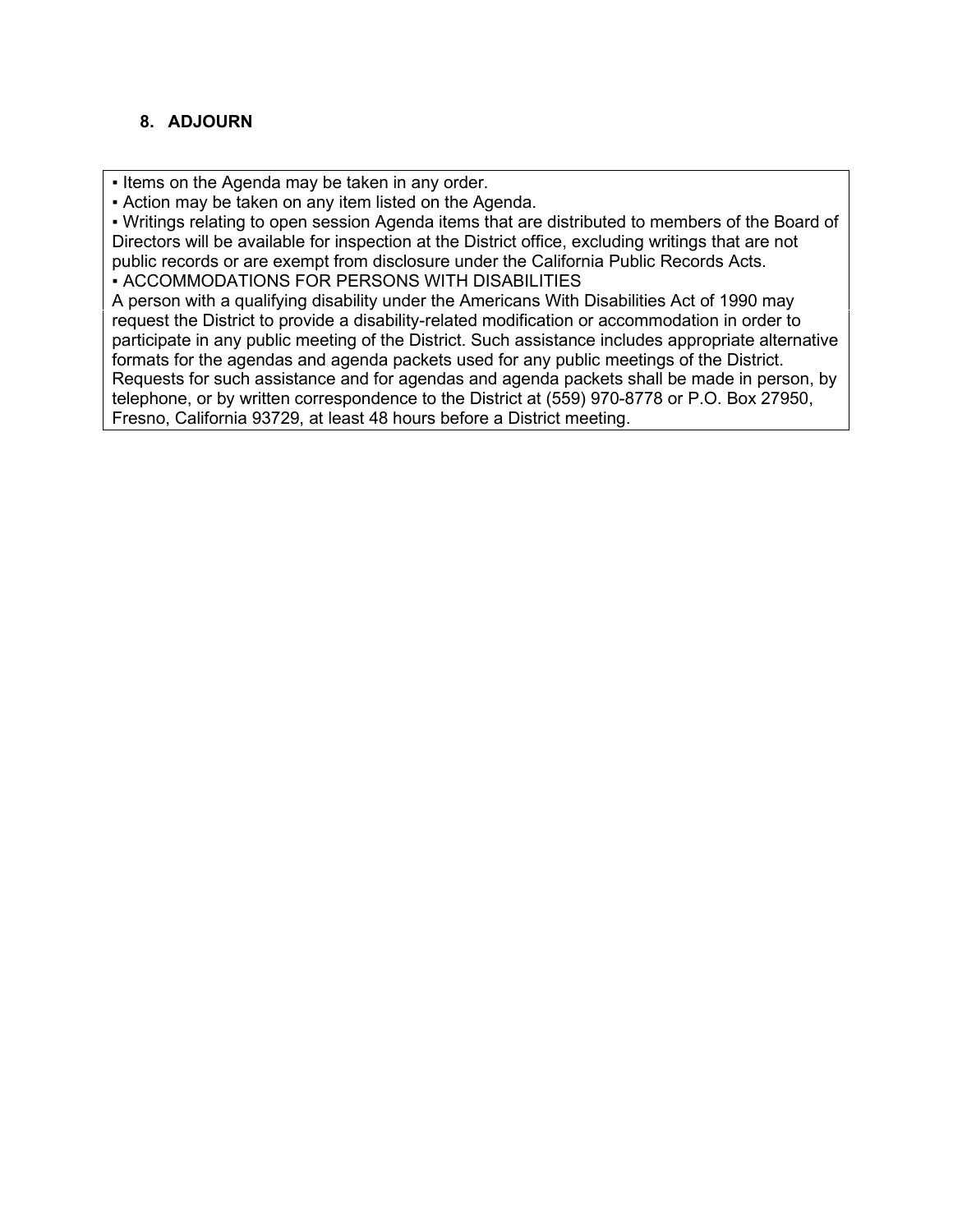## 8. ADJOURN

▪ Items on the Agenda may be taken in any order.
▪ Action may be taken on any item listed on the Agenda.
▪ Writings relating to open session Agenda items that are distributed to members of the Board of Directors will be available for inspection at the District office, excluding writings that are not public records or are exempt from disclosure under the California Public Records Acts.
▪ ACCOMMODATIONS FOR PERSONS WITH DISABILITIES
A person with a qualifying disability under the Americans With Disabilities Act of 1990 may request the District to provide a disability-related modification or accommodation in order to participate in any public meeting of the District. Such assistance includes appropriate alternative formats for the agendas and agenda packets used for any public meetings of the District. Requests for such assistance and for agendas and agenda packets shall be made in person, by telephone, or by written correspondence to the District at (559) 970-8778 or P.O. Box 27950, Fresno, California 93729, at least 48 hours before a District meeting.